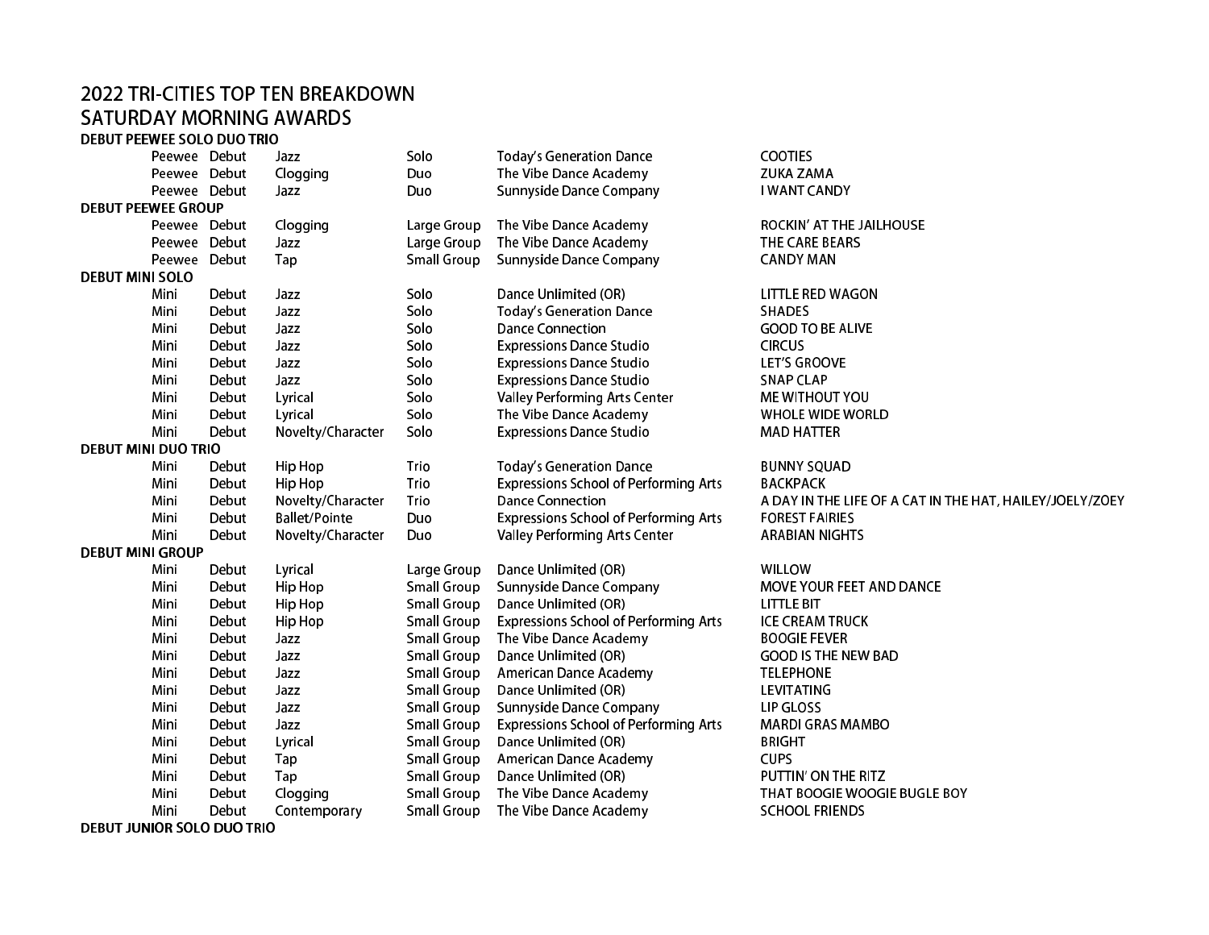# 2022 TRI-CITIES TOP TEN BREAKDOWN

## SATURDAY MORNING AWARDS

### DEBUT PEEWEE SOLO DUO TRIO

| | | | | | |
|---|---|---|---|---|---|
| Peewee | Debut | Jazz | Solo | Today's Generation Dance | COOTIES |
| Peewee | Debut | Clogging | Duo | The Vibe Dance Academy | ZUKA ZAMA |
| Peewee | Debut | Jazz | Duo | Sunnyside Dance Company | I WANT CANDY |

### DEBUT PEEWEE GROUP

| | | | | | |
|---|---|---|---|---|---|
| Peewee | Debut | Clogging | Large Group | The Vibe Dance Academy | ROCKIN' AT THE JAILHOUSE |
| Peewee | Debut | Jazz | Large Group | The Vibe Dance Academy | THE CARE BEARS |
| Peewee | Debut | Tap | Small Group | Sunnyside Dance Company | CANDY MAN |

### DEBUT MINI SOLO

| | | | | | |
|---|---|---|---|---|---|
| Mini | Debut | Jazz | Solo | Dance Unlimited (OR) | LITTLE RED WAGON |
| Mini | Debut | Jazz | Solo | Today's Generation Dance | SHADES |
| Mini | Debut | Jazz | Solo | Dance Connection | GOOD TO BE ALIVE |
| Mini | Debut | Jazz | Solo | Expressions Dance Studio | CIRCUS |
| Mini | Debut | Jazz | Solo | Expressions Dance Studio | LET'S GROOVE |
| Mini | Debut | Jazz | Solo | Expressions Dance Studio | SNAP CLAP |
| Mini | Debut | Lyrical | Solo | Valley Performing Arts Center | ME WITHOUT YOU |
| Mini | Debut | Lyrical | Solo | The Vibe Dance Academy | WHOLE WIDE WORLD |
| Mini | Debut | Novelty/Character | Solo | Expressions Dance Studio | MAD HATTER |

### DEBUT MINI DUO TRIO

| | | | | | |
|---|---|---|---|---|---|
| Mini | Debut | Hip Hop | Trio | Today's Generation Dance | BUNNY SQUAD |
| Mini | Debut | Hip Hop | Trio | Expressions School of Performing Arts | BACKPACK |
| Mini | Debut | Novelty/Character | Trio | Dance Connection | A DAY IN THE LIFE OF A CAT IN THE HAT, HAILEY/JOELY/ZOEY |
| Mini | Debut | Ballet/Pointe | Duo | Expressions School of Performing Arts | FOREST FAIRIES |
| Mini | Debut | Novelty/Character | Duo | Valley Performing Arts Center | ARABIAN NIGHTS |

### DEBUT MINI GROUP

| | | | | | |
|---|---|---|---|---|---|
| Mini | Debut | Lyrical | Large Group | Dance Unlimited (OR) | WILLOW |
| Mini | Debut | Hip Hop | Small Group | Sunnyside Dance Company | MOVE YOUR FEET AND DANCE |
| Mini | Debut | Hip Hop | Small Group | Dance Unlimited (OR) | LITTLE BIT |
| Mini | Debut | Hip Hop | Small Group | Expressions School of Performing Arts | ICE CREAM TRUCK |
| Mini | Debut | Jazz | Small Group | The Vibe Dance Academy | BOOGIE FEVER |
| Mini | Debut | Jazz | Small Group | Dance Unlimited (OR) | GOOD IS THE NEW BAD |
| Mini | Debut | Jazz | Small Group | American Dance Academy | TELEPHONE |
| Mini | Debut | Jazz | Small Group | Dance Unlimited (OR) | LEVITATING |
| Mini | Debut | Jazz | Small Group | Sunnyside Dance Company | LIP GLOSS |
| Mini | Debut | Jazz | Small Group | Expressions School of Performing Arts | MARDI GRAS MAMBO |
| Mini | Debut | Lyrical | Small Group | Dance Unlimited (OR) | BRIGHT |
| Mini | Debut | Tap | Small Group | American Dance Academy | CUPS |
| Mini | Debut | Tap | Small Group | Dance Unlimited (OR) | PUTTIN' ON THE RITZ |
| Mini | Debut | Clogging | Small Group | The Vibe Dance Academy | THAT BOOGIE WOOGIE BUGLE BOY |
| Mini | Debut | Contemporary | Small Group | The Vibe Dance Academy | SCHOOL FRIENDS |

### DEBUT JUNIOR SOLO DUO TRIO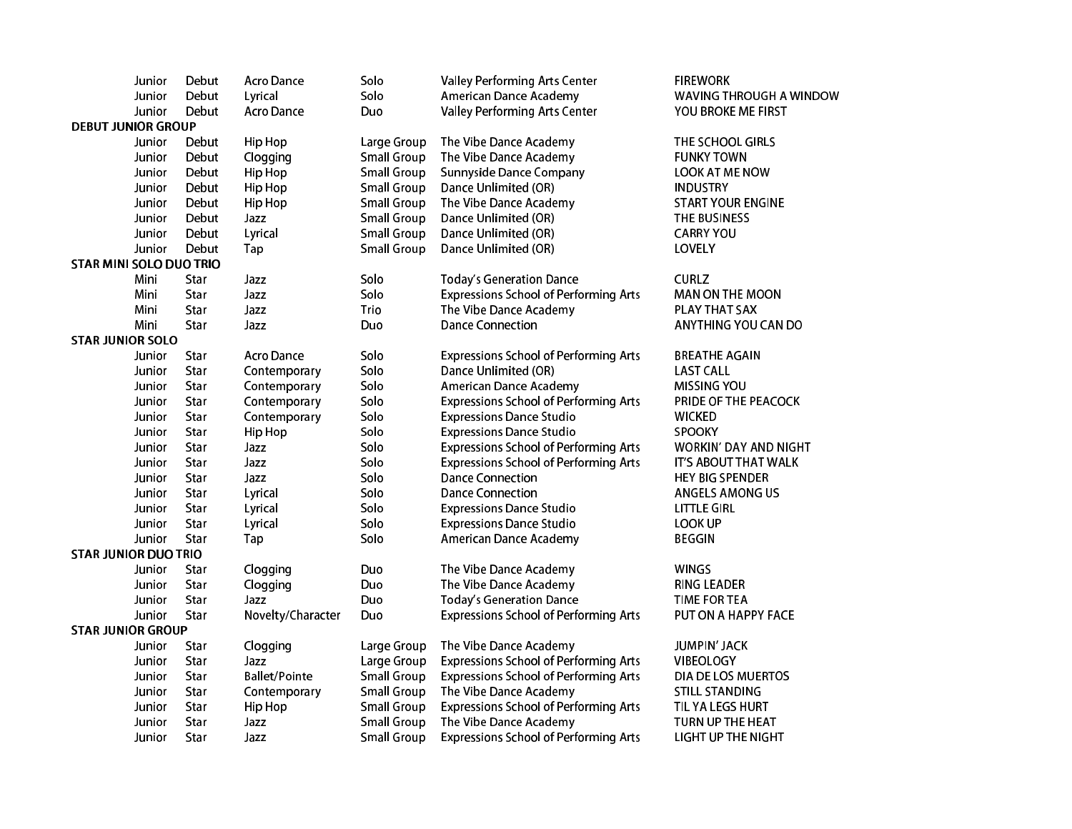| | | | | | |
|---|---|---|---|---|---|
| Junior | Debut | Acro Dance | Solo | Valley Performing Arts Center | FIREWORK |
| Junior | Debut | Lyrical | Solo | American Dance Academy | WAVING THROUGH A WINDOW |
| Junior | Debut | Acro Dance | Duo | Valley Performing Arts Center | YOU BROKE ME FIRST |

**DEBUT JUNIOR GROUP**

| | | | | | |
|---|---|---|---|---|---|
| Junior | Debut | Hip Hop | Large Group | The Vibe Dance Academy | THE SCHOOL GIRLS |
| Junior | Debut | Clogging | Small Group | The Vibe Dance Academy | FUNKY TOWN |
| Junior | Debut | Hip Hop | Small Group | Sunnyside Dance Company | LOOK AT ME NOW |
| Junior | Debut | Hip Hop | Small Group | Dance Unlimited (OR) | INDUSTRY |
| Junior | Debut | Hip Hop | Small Group | The Vibe Dance Academy | START YOUR ENGINE |
| Junior | Debut | Jazz | Small Group | Dance Unlimited (OR) | THE BUSINESS |
| Junior | Debut | Lyrical | Small Group | Dance Unlimited (OR) | CARRY YOU |
| Junior | Debut | Tap | Small Group | Dance Unlimited (OR) | LOVELY |

**STAR MINI SOLO DUO TRIO**

| | | | | | |
|---|---|---|---|---|---|
| Mini | Star | Jazz | Solo | Today's Generation Dance | CURLZ |
| Mini | Star | Jazz | Solo | Expressions School of Performing Arts | MAN ON THE MOON |
| Mini | Star | Jazz | Trio | The Vibe Dance Academy | PLAY THAT SAX |
| Mini | Star | Jazz | Duo | Dance Connection | ANYTHING YOU CAN DO |

**STAR JUNIOR SOLO**

| | | | | | |
|---|---|---|---|---|---|
| Junior | Star | Acro Dance | Solo | Expressions School of Performing Arts | BREATHE AGAIN |
| Junior | Star | Contemporary | Solo | Dance Unlimited (OR) | LAST CALL |
| Junior | Star | Contemporary | Solo | American Dance Academy | MISSING YOU |
| Junior | Star | Contemporary | Solo | Expressions School of Performing Arts | PRIDE OF THE PEACOCK |
| Junior | Star | Contemporary | Solo | Expressions Dance Studio | WICKED |
| Junior | Star | Hip Hop | Solo | Expressions Dance Studio | SPOOKY |
| Junior | Star | Jazz | Solo | Expressions School of Performing Arts | WORKIN' DAY AND NIGHT |
| Junior | Star | Jazz | Solo | Expressions School of Performing Arts | IT'S ABOUT THAT WALK |
| Junior | Star | Jazz | Solo | Dance Connection | HEY BIG SPENDER |
| Junior | Star | Lyrical | Solo | Dance Connection | ANGELS AMONG US |
| Junior | Star | Lyrical | Solo | Expressions Dance Studio | LITTLE GIRL |
| Junior | Star | Lyrical | Solo | Expressions Dance Studio | LOOK UP |
| Junior | Star | Tap | Solo | American Dance Academy | BEGGIN |

**STAR JUNIOR DUO TRIO**

| | | | | | |
|---|---|---|---|---|---|
| Junior | Star | Clogging | Duo | The Vibe Dance Academy | WINGS |
| Junior | Star | Clogging | Duo | The Vibe Dance Academy | RING LEADER |
| Junior | Star | Jazz | Duo | Today's Generation Dance | TIME FOR TEA |
| Junior | Star | Novelty/Character | Duo | Expressions School of Performing Arts | PUT ON A HAPPY FACE |

**STAR JUNIOR GROUP**

| | | | | | |
|---|---|---|---|---|---|
| Junior | Star | Clogging | Large Group | The Vibe Dance Academy | JUMPIN' JACK |
| Junior | Star | Jazz | Large Group | Expressions School of Performing Arts | VIBEOLOGY |
| Junior | Star | Ballet/Pointe | Small Group | Expressions School of Performing Arts | DIA DE LOS MUERTOS |
| Junior | Star | Contemporary | Small Group | The Vibe Dance Academy | STILL STANDING |
| Junior | Star | Hip Hop | Small Group | Expressions School of Performing Arts | TIL YA LEGS HURT |
| Junior | Star | Jazz | Small Group | The Vibe Dance Academy | TURN UP THE HEAT |
| Junior | Star | Jazz | Small Group | Expressions School of Performing Arts | LIGHT UP THE NIGHT |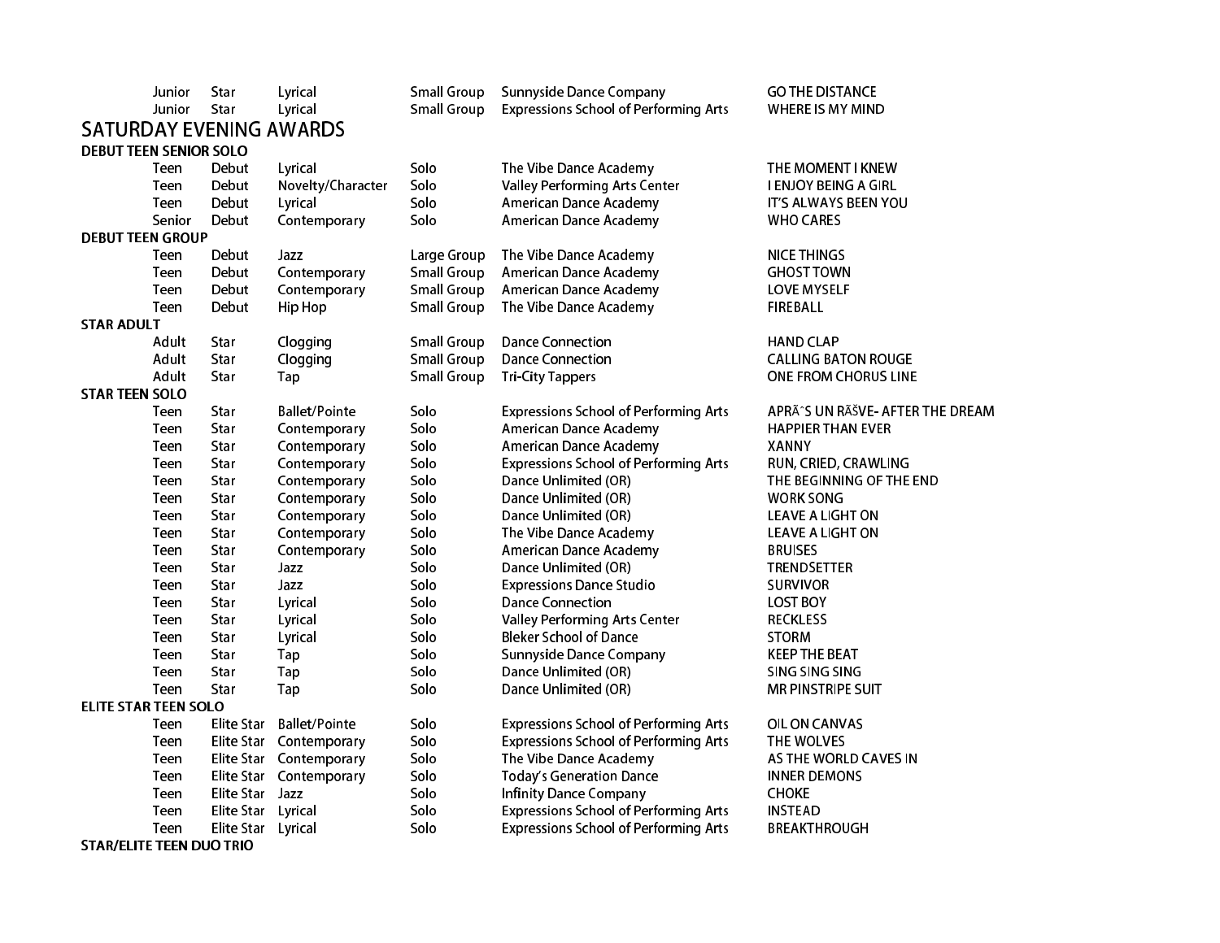| | | | | |
|---|---|---|---|---|
| Junior | Star | Lyrical | Small Group | Sunnyside Dance Company | GO THE DISTANCE |
| Junior | Star | Lyrical | Small Group | Expressions School of Performing Arts | WHERE IS MY MIND |

## SATURDAY EVENING AWARDS

**DEBUT TEEN SENIOR SOLO**

| | | | | | |
|---|---|---|---|---|---|
| Teen | Debut | Lyrical | Solo | The Vibe Dance Academy | THE MOMENT I KNEW |
| Teen | Debut | Novelty/Character | Solo | Valley Performing Arts Center | I ENJOY BEING A GIRL |
| Teen | Debut | Lyrical | Solo | American Dance Academy | IT'S ALWAYS BEEN YOU |
| Senior | Debut | Contemporary | Solo | American Dance Academy | WHO CARES |

**DEBUT TEEN GROUP**

| | | | | | |
|---|---|---|---|---|---|
| Teen | Debut | Jazz | Large Group | The Vibe Dance Academy | NICE THINGS |
| Teen | Debut | Contemporary | Small Group | American Dance Academy | GHOST TOWN |
| Teen | Debut | Contemporary | Small Group | American Dance Academy | LOVE MYSELF |
| Teen | Debut | Hip Hop | Small Group | The Vibe Dance Academy | FIREBALL |

**STAR ADULT**

| | | | | | |
|---|---|---|---|---|---|
| Adult | Star | Clogging | Small Group | Dance Connection | HAND CLAP |
| Adult | Star | Clogging | Small Group | Dance Connection | CALLING BATON ROUGE |
| Adult | Star | Tap | Small Group | Tri-City Tappers | ONE FROM CHORUS LINE |

**STAR TEEN SOLO**

| | | | | | |
|---|---|---|---|---|---|
| Teen | Star | Ballet/Pointe | Solo | Expressions School of Performing Arts | APRÃˆS UN RÃŠVE- AFTER THE DREAM |
| Teen | Star | Contemporary | Solo | American Dance Academy | HAPPIER THAN EVER |
| Teen | Star | Contemporary | Solo | American Dance Academy | XANNY |
| Teen | Star | Contemporary | Solo | Expressions School of Performing Arts | RUN, CRIED, CRAWLING |
| Teen | Star | Contemporary | Solo | Dance Unlimited (OR) | THE BEGINNING OF THE END |
| Teen | Star | Contemporary | Solo | Dance Unlimited (OR) | WORK SONG |
| Teen | Star | Contemporary | Solo | Dance Unlimited (OR) | LEAVE A LIGHT ON |
| Teen | Star | Contemporary | Solo | The Vibe Dance Academy | LEAVE A LIGHT ON |
| Teen | Star | Contemporary | Solo | American Dance Academy | BRUISES |
| Teen | Star | Jazz | Solo | Dance Unlimited (OR) | TRENDSETTER |
| Teen | Star | Jazz | Solo | Expressions Dance Studio | SURVIVOR |
| Teen | Star | Lyrical | Solo | Dance Connection | LOST BOY |
| Teen | Star | Lyrical | Solo | Valley Performing Arts Center | RECKLESS |
| Teen | Star | Lyrical | Solo | Bleker School of Dance | STORM |
| Teen | Star | Tap | Solo | Sunnyside Dance Company | KEEP THE BEAT |
| Teen | Star | Tap | Solo | Dance Unlimited (OR) | SING SING SING |
| Teen | Star | Tap | Solo | Dance Unlimited (OR) | MR PINSTRIPE SUIT |

**ELITE STAR TEEN SOLO**

| | | | | | |
|---|---|---|---|---|---|
| Teen | Elite Star | Ballet/Pointe | Solo | Expressions School of Performing Arts | OIL ON CANVAS |
| Teen | Elite Star | Contemporary | Solo | Expressions School of Performing Arts | THE WOLVES |
| Teen | Elite Star | Contemporary | Solo | The Vibe Dance Academy | AS THE WORLD CAVES IN |
| Teen | Elite Star | Contemporary | Solo | Today's Generation Dance | INNER DEMONS |
| Teen | Elite Star | Jazz | Solo | Infinity Dance Company | CHOKE |
| Teen | Elite Star | Lyrical | Solo | Expressions School of Performing Arts | INSTEAD |
| Teen | Elite Star | Lyrical | Solo | Expressions School of Performing Arts | BREAKTHROUGH |

**STAR/ELITE TEEN DUO TRIO**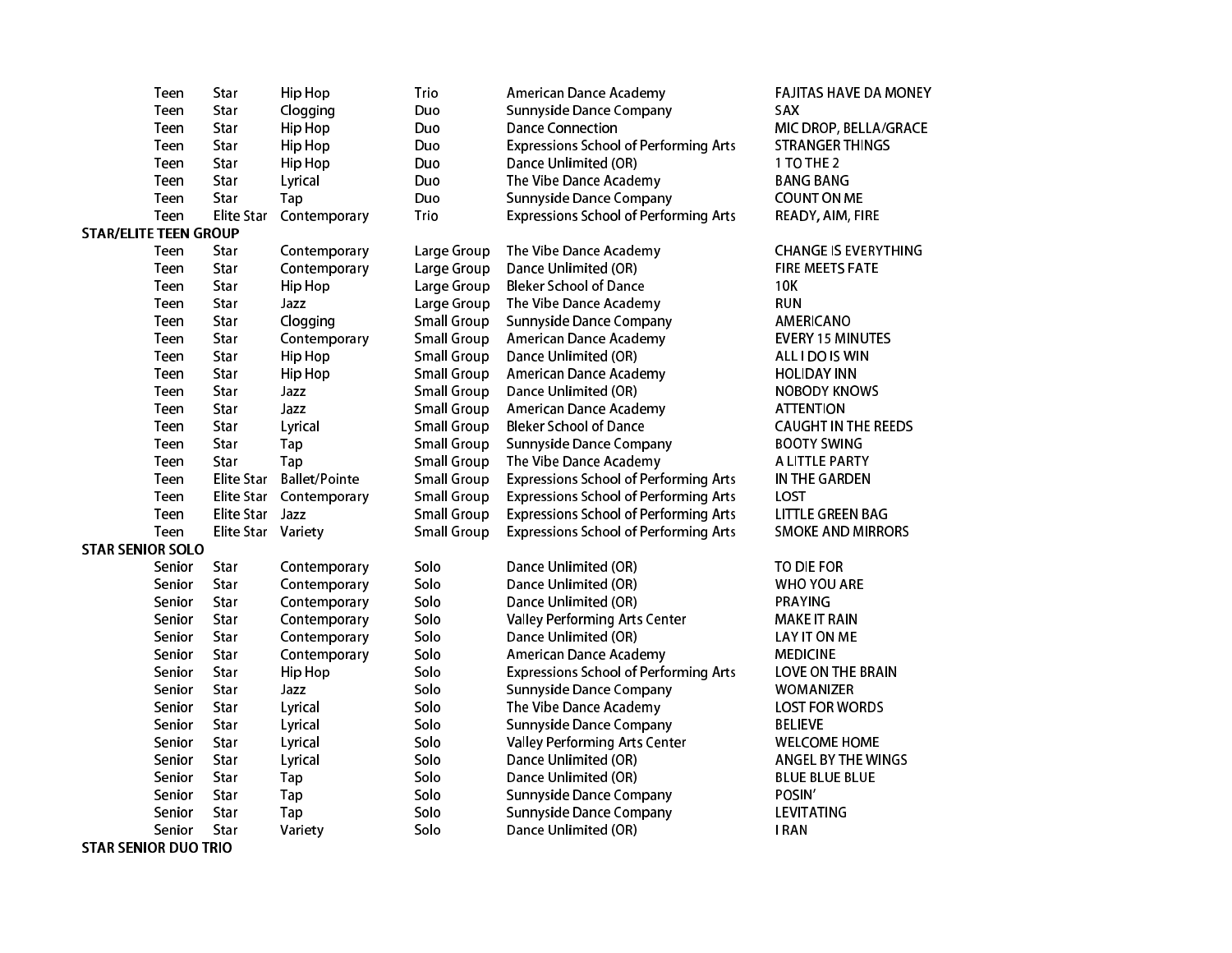| | | | | | |
|---|---|---|---|---|---|
| Teen | Star | Hip Hop | Trio | American Dance Academy | FAJITAS HAVE DA MONEY |
| Teen | Star | Clogging | Duo | Sunnyside Dance Company | SAX |
| Teen | Star | Hip Hop | Duo | Dance Connection | MIC DROP, BELLA/GRACE |
| Teen | Star | Hip Hop | Duo | Expressions School of Performing Arts | STRANGER THINGS |
| Teen | Star | Hip Hop | Duo | Dance Unlimited (OR) | 1 TO THE 2 |
| Teen | Star | Lyrical | Duo | The Vibe Dance Academy | BANG BANG |
| Teen | Star | Tap | Duo | Sunnyside Dance Company | COUNT ON ME |
| Teen | Elite Star | Contemporary | Trio | Expressions School of Performing Arts | READY, AIM, FIRE |

**STAR/ELITE TEEN GROUP**

| | | | | | |
|---|---|---|---|---|---|
| Teen | Star | Contemporary | Large Group | The Vibe Dance Academy | CHANGE IS EVERYTHING |
| Teen | Star | Contemporary | Large Group | Dance Unlimited (OR) | FIRE MEETS FATE |
| Teen | Star | Hip Hop | Large Group | Bleker School of Dance | 10K |
| Teen | Star | Jazz | Large Group | The Vibe Dance Academy | RUN |
| Teen | Star | Clogging | Small Group | Sunnyside Dance Company | AMERICANO |
| Teen | Star | Contemporary | Small Group | American Dance Academy | EVERY 15 MINUTES |
| Teen | Star | Hip Hop | Small Group | Dance Unlimited (OR) | ALL I DO IS WIN |
| Teen | Star | Hip Hop | Small Group | American Dance Academy | HOLIDAY INN |
| Teen | Star | Jazz | Small Group | Dance Unlimited (OR) | NOBODY KNOWS |
| Teen | Star | Jazz | Small Group | American Dance Academy | ATTENTION |
| Teen | Star | Lyrical | Small Group | Bleker School of Dance | CAUGHT IN THE REEDS |
| Teen | Star | Tap | Small Group | Sunnyside Dance Company | BOOTY SWING |
| Teen | Star | Tap | Small Group | The Vibe Dance Academy | A LITTLE PARTY |
| Teen | Elite Star | Ballet/Pointe | Small Group | Expressions School of Performing Arts | IN THE GARDEN |
| Teen | Elite Star | Contemporary | Small Group | Expressions School of Performing Arts | LOST |
| Teen | Elite Star | Jazz | Small Group | Expressions School of Performing Arts | LITTLE GREEN BAG |
| Teen | Elite Star | Variety | Small Group | Expressions School of Performing Arts | SMOKE AND MIRRORS |

**STAR SENIOR SOLO**

| | | | | | |
|---|---|---|---|---|---|
| Senior | Star | Contemporary | Solo | Dance Unlimited (OR) | TO DIE FOR |
| Senior | Star | Contemporary | Solo | Dance Unlimited (OR) | WHO YOU ARE |
| Senior | Star | Contemporary | Solo | Dance Unlimited (OR) | PRAYING |
| Senior | Star | Contemporary | Solo | Valley Performing Arts Center | MAKE IT RAIN |
| Senior | Star | Contemporary | Solo | Dance Unlimited (OR) | LAY IT ON ME |
| Senior | Star | Contemporary | Solo | American Dance Academy | MEDICINE |
| Senior | Star | Hip Hop | Solo | Expressions School of Performing Arts | LOVE ON THE BRAIN |
| Senior | Star | Jazz | Solo | Sunnyside Dance Company | WOMANIZER |
| Senior | Star | Lyrical | Solo | The Vibe Dance Academy | LOST FOR WORDS |
| Senior | Star | Lyrical | Solo | Sunnyside Dance Company | BELIEVE |
| Senior | Star | Lyrical | Solo | Valley Performing Arts Center | WELCOME HOME |
| Senior | Star | Lyrical | Solo | Dance Unlimited (OR) | ANGEL BY THE WINGS |
| Senior | Star | Tap | Solo | Dance Unlimited (OR) | BLUE BLUE BLUE |
| Senior | Star | Tap | Solo | Sunnyside Dance Company | POSIN' |
| Senior | Star | Tap | Solo | Sunnyside Dance Company | LEVITATING |
| Senior | Star | Variety | Solo | Dance Unlimited (OR) | I RAN |

**STAR SENIOR DUO TRIO**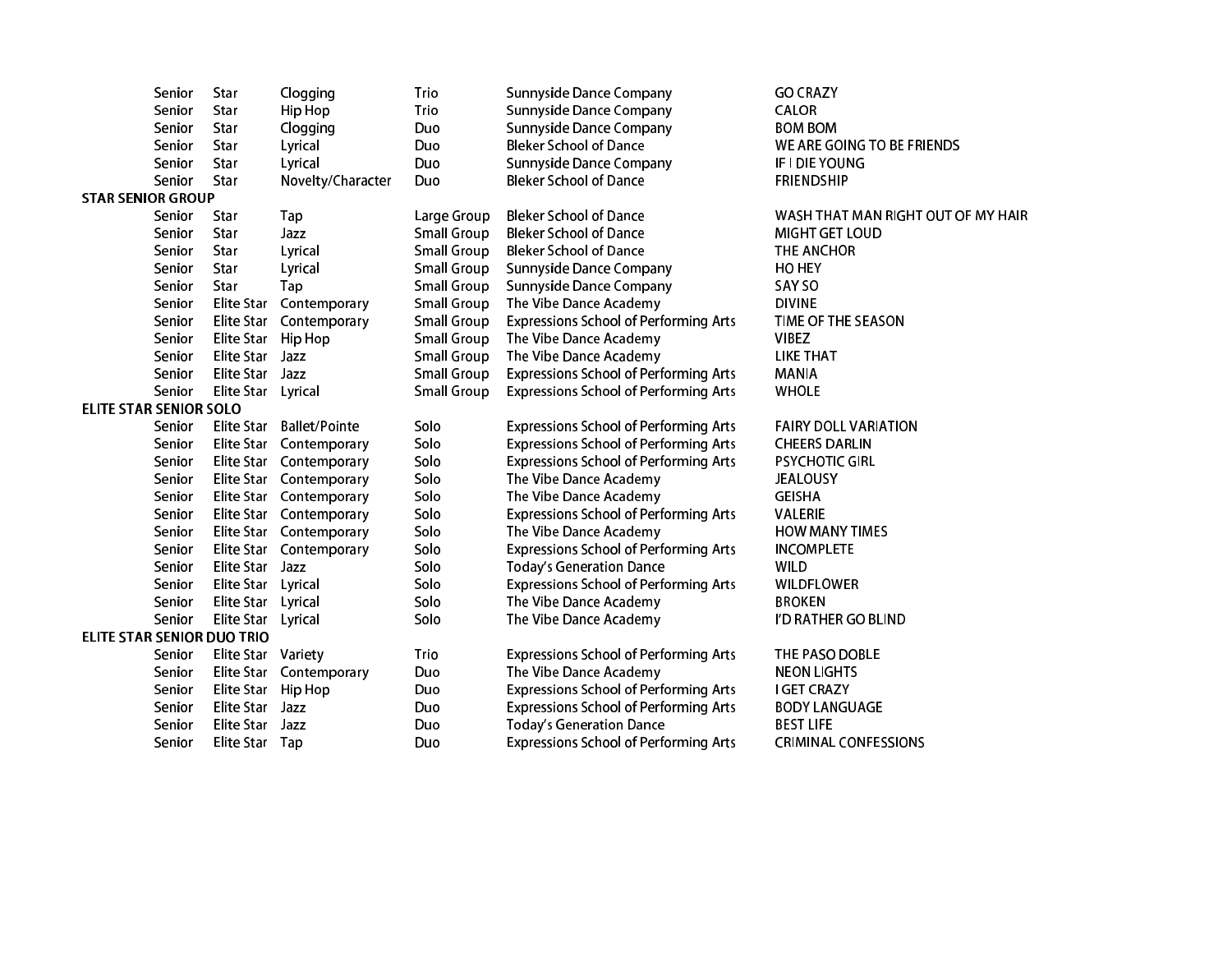| | | | | | |
|---|---|---|---|---|---|
| Senior | Star | Clogging | Trio | Sunnyside Dance Company | GO CRAZY |
| Senior | Star | Hip Hop | Trio | Sunnyside Dance Company | CALOR |
| Senior | Star | Clogging | Duo | Sunnyside Dance Company | BOM BOM |
| Senior | Star | Lyrical | Duo | Bleker School of Dance | WE ARE GOING TO BE FRIENDS |
| Senior | Star | Lyrical | Duo | Sunnyside Dance Company | IF I DIE YOUNG |
| Senior | Star | Novelty/Character | Duo | Bleker School of Dance | FRIENDSHIP |

**STAR SENIOR GROUP**

| | | | | | |
|---|---|---|---|---|---|
| Senior | Star | Tap | Large Group | Bleker School of Dance | WASH THAT MAN RIGHT OUT OF MY HAIR |
| Senior | Star | Jazz | Small Group | Bleker School of Dance | MIGHT GET LOUD |
| Senior | Star | Lyrical | Small Group | Bleker School of Dance | THE ANCHOR |
| Senior | Star | Lyrical | Small Group | Sunnyside Dance Company | HO HEY |
| Senior | Star | Tap | Small Group | Sunnyside Dance Company | SAY SO |
| Senior | Elite Star | Contemporary | Small Group | The Vibe Dance Academy | DIVINE |
| Senior | Elite Star | Contemporary | Small Group | Expressions School of Performing Arts | TIME OF THE SEASON |
| Senior | Elite Star | Hip Hop | Small Group | The Vibe Dance Academy | VIBEZ |
| Senior | Elite Star | Jazz | Small Group | The Vibe Dance Academy | LIKE THAT |
| Senior | Elite Star | Jazz | Small Group | Expressions School of Performing Arts | MANIA |
| Senior | Elite Star | Lyrical | Small Group | Expressions School of Performing Arts | WHOLE |

**ELITE STAR SENIOR SOLO**

| | | | | | |
|---|---|---|---|---|---|
| Senior | Elite Star | Ballet/Pointe | Solo | Expressions School of Performing Arts | FAIRY DOLL VARIATION |
| Senior | Elite Star | Contemporary | Solo | Expressions School of Performing Arts | CHEERS DARLIN |
| Senior | Elite Star | Contemporary | Solo | Expressions School of Performing Arts | PSYCHOTIC GIRL |
| Senior | Elite Star | Contemporary | Solo | The Vibe Dance Academy | JEALOUSY |
| Senior | Elite Star | Contemporary | Solo | The Vibe Dance Academy | GEISHA |
| Senior | Elite Star | Contemporary | Solo | Expressions School of Performing Arts | VALERIE |
| Senior | Elite Star | Contemporary | Solo | The Vibe Dance Academy | HOW MANY TIMES |
| Senior | Elite Star | Contemporary | Solo | Expressions School of Performing Arts | INCOMPLETE |
| Senior | Elite Star | Jazz | Solo | Today's Generation Dance | WILD |
| Senior | Elite Star | Lyrical | Solo | Expressions School of Performing Arts | WILDFLOWER |
| Senior | Elite Star | Lyrical | Solo | The Vibe Dance Academy | BROKEN |
| Senior | Elite Star | Lyrical | Solo | The Vibe Dance Academy | I'D RATHER GO BLIND |

**ELITE STAR SENIOR DUO TRIO**

| | | | | | |
|---|---|---|---|---|---|
| Senior | Elite Star | Variety | Trio | Expressions School of Performing Arts | THE PASO DOBLE |
| Senior | Elite Star | Contemporary | Duo | The Vibe Dance Academy | NEON LIGHTS |
| Senior | Elite Star | Hip Hop | Duo | Expressions School of Performing Arts | I GET CRAZY |
| Senior | Elite Star | Jazz | Duo | Expressions School of Performing Arts | BODY LANGUAGE |
| Senior | Elite Star | Jazz | Duo | Today's Generation Dance | BEST LIFE |
| Senior | Elite Star | Tap | Duo | Expressions School of Performing Arts | CRIMINAL CONFESSIONS |